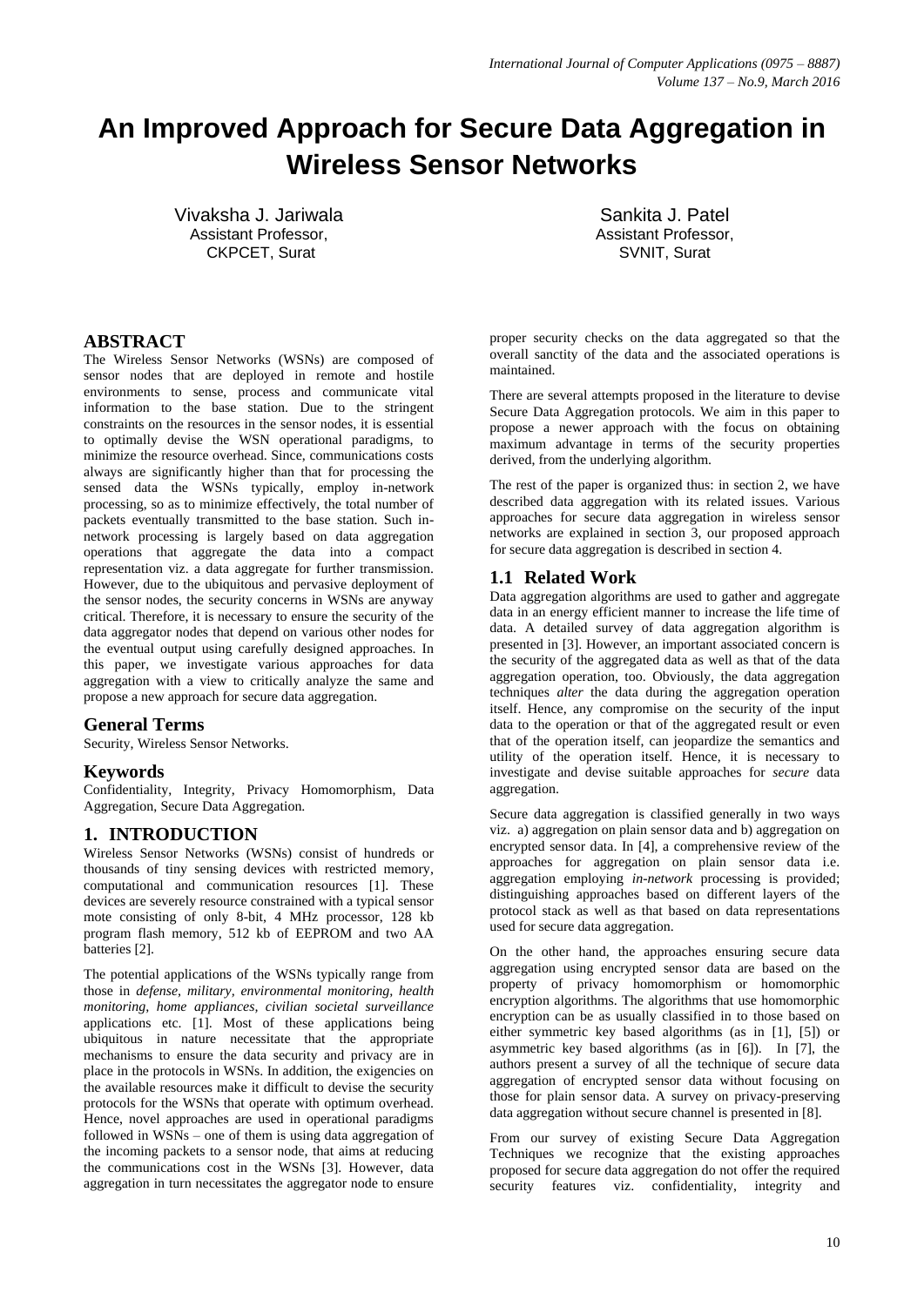# An Improved Approach for Secure Data Aggregation in Wireless Sensor Networks

Vivaksha J. Jariwala
Assistant Professor,
CKPCET, Surat

Sankita J. Patel
Assistant Professor,
SVNIT, Surat

## ABSTRACT

The Wireless Sensor Networks (WSNs) are composed of sensor nodes that are deployed in remote and hostile environments to sense, process and communicate vital information to the base station. Due to the stringent constraints on the resources in the sensor nodes, it is essential to optimally devise the WSN operational paradigms, to minimize the resource overhead. Since, communications costs always are significantly higher than that for processing the sensed data the WSNs typically, employ in-network processing, so as to minimize effectively, the total number of packets eventually transmitted to the base station. Such in-network processing is largely based on data aggregation operations that aggregate the data into a compact representation viz. a data aggregate for further transmission. However, due to the ubiquitous and pervasive deployment of the sensor nodes, the security concerns in WSNs are anyway critical. Therefore, it is necessary to ensure the security of the data aggregator nodes that depend on various other nodes for the eventual output using carefully designed approaches. In this paper, we investigate various approaches for data aggregation with a view to critically analyze the same and propose a new approach for secure data aggregation.

## General Terms

Security, Wireless Sensor Networks.

## Keywords

Confidentiality, Integrity, Privacy Homomorphism, Data Aggregation, Secure Data Aggregation.

## 1. INTRODUCTION

Wireless Sensor Networks (WSNs) consist of hundreds or thousands of tiny sensing devices with restricted memory, computational and communication resources [1]. These devices are severely resource constrained with a typical sensor mote consisting of only 8-bit, 4 MHz processor, 128 kb program flash memory, 512 kb of EEPROM and two AA batteries [2].

The potential applications of the WSNs typically range from those in *defense, military, environmental monitoring, health monitoring, home appliances, civilian societal surveillance* applications etc. [1]. Most of these applications being ubiquitous in nature necessitate that the appropriate mechanisms to ensure the data security and privacy are in place in the protocols in WSNs. In addition, the exigencies on the available resources make it difficult to devise the security protocols for the WSNs that operate with optimum overhead. Hence, novel approaches are used in operational paradigms followed in WSNs – one of them is using data aggregation of the incoming packets to a sensor node, that aims at reducing the communications cost in the WSNs [3]. However, data aggregation in turn necessitates the aggregator node to ensure proper security checks on the data aggregated so that the overall sanctity of the data and the associated operations is maintained.

There are several attempts proposed in the literature to devise Secure Data Aggregation protocols. We aim in this paper to propose a newer approach with the focus on obtaining maximum advantage in terms of the security properties derived, from the underlying algorithm.

The rest of the paper is organized thus: in section 2, we have described data aggregation with its related issues. Various approaches for secure data aggregation in wireless sensor networks are explained in section 3, our proposed approach for secure data aggregation is described in section 4.

### 1.1 Related Work

Data aggregation algorithms are used to gather and aggregate data in an energy efficient manner to increase the life time of data. A detailed survey of data aggregation algorithm is presented in [3]. However, an important associated concern is the security of the aggregated data as well as that of the data aggregation operation, too. Obviously, the data aggregation techniques *alter* the data during the aggregation operation itself. Hence, any compromise on the security of the input data to the operation or that of the aggregated result or even that of the operation itself, can jeopardize the semantics and utility of the operation itself. Hence, it is necessary to investigate and devise suitable approaches for *secure* data aggregation.

Secure data aggregation is classified generally in two ways viz. a) aggregation on plain sensor data and b) aggregation on encrypted sensor data. In [4], a comprehensive review of the approaches for aggregation on plain sensor data i.e. aggregation employing *in-network* processing is provided; distinguishing approaches based on different layers of the protocol stack as well as that based on data representations used for secure data aggregation.

On the other hand, the approaches ensuring secure data aggregation using encrypted sensor data are based on the property of privacy homomorphism or homomorphic encryption algorithms. The algorithms that use homomorphic encryption can be as usually classified in to those based on either symmetric key based algorithms (as in [1], [5]) or asymmetric key based algorithms (as in [6]). In [7], the authors present a survey of all the technique of secure data aggregation of encrypted sensor data without focusing on those for plain sensor data. A survey on privacy-preserving data aggregation without secure channel is presented in [8].

From our survey of existing Secure Data Aggregation Techniques we recognize that the existing approaches proposed for secure data aggregation do not offer the required security features viz. confidentiality, integrity and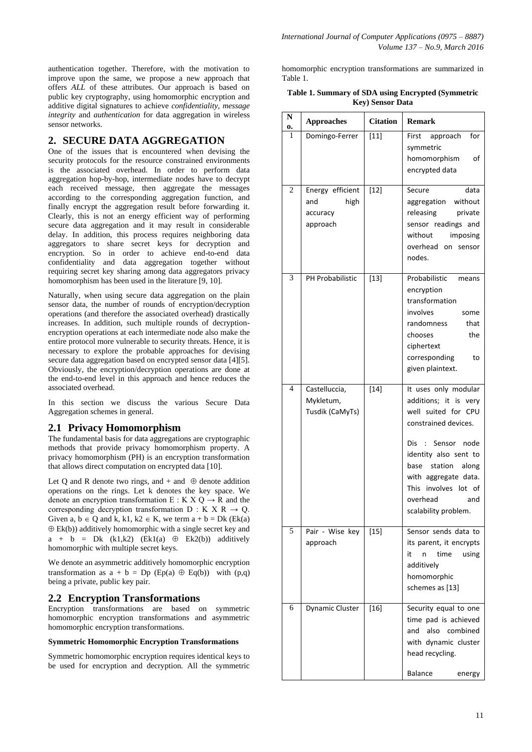authentication together. Therefore, with the motivation to improve upon the same, we propose a new approach that offers *ALL* of these attributes. Our approach is based on public key cryptography, using homomorphic encryption and additive digital signatures to achieve *confidentiality, message integrity* and *authentication* for data aggregation in wireless sensor networks.

## 2. SECURE DATA AGGREGATION

One of the issues that is encountered when devising the security protocols for the resource constrained environments is the associated overhead. In order to perform data aggregation hop-by-hop, intermediate nodes have to decrypt each received message, then aggregate the messages according to the corresponding aggregation function, and finally encrypt the aggregation result before forwarding it. Clearly, this is not an energy efficient way of performing secure data aggregation and it may result in considerable delay. In addition, this process requires neighboring data aggregators to share secret keys for decryption and encryption. So in order to achieve end-to-end data confidentiality and data aggregation together without requiring secret key sharing among data aggregators privacy homomorphism has been used in the literature [9, 10].

Naturally, when using secure data aggregation on the plain sensor data, the number of rounds of encryption/decryption operations (and therefore the associated overhead) drastically increases. In addition, such multiple rounds of decryption-encryption operations at each intermediate node also make the entire protocol more vulnerable to security threats. Hence, it is necessary to explore the probable approaches for devising secure data aggregation based on encrypted sensor data [4][5]. Obviously, the encryption/decryption operations are done at the end-to-end level in this approach and hence reduces the associated overhead.

In this section we discuss the various Secure Data Aggregation schemes in general.

### 2.1 Privacy Homomorphism

The fundamental basis for data aggregations are cryptographic methods that provide privacy homomorphism property. A privacy homomorphism (PH) is an encryption transformation that allows direct computation on encrypted data [10].

Let Q and R denote two rings, and + and $\oplus$ denote addition operations on the rings. Let k denotes the key space. We denote an encryption transformation $E : K \times Q \rightarrow R$ and the corresponding decryption transformation $D : K \times R \rightarrow Q$. Given $a, b \in Q$ and $k, k1, k2 \in K$, we term $a + b = Dk(Ek(a) \oplus Ek(b))$ additively homomorphic with a single secret key and $a + b = Dk(k1,k2)(Ek1(a) \oplus Ek2(b))$ additively homomorphic with multiple secret keys.

We denote an asymmetric additively homomorphic encryption transformation as $a + b = Dp(Ep(a) \oplus Eq(b))$ with (p,q) being a private, public key pair.

### 2.2 Encryption Transformations

Encryption transformations are based on symmetric homomorphic encryption transformations and asymmetric homomorphic encryption transformations.

**Symmetric Homomorphic Encryption Transformations**

Symmetric homomorphic encryption requires identical keys to be used for encryption and decryption. All the symmetric homomorphic encryption transformations are summarized in Table 1.

**Table 1. Summary of SDA using Encrypted (Symmetric Key) Sensor Data**

| No. | Approaches | Citation | Remark |
|---|---|---|---|
| 1 | Domingo-Ferrer | [11] | First approach for symmetric homomorphism of encrypted data |
| 2 | Energy efficient and high accuracy approach | [12] | Secure data aggregation without releasing private sensor readings and without imposing overhead on sensor nodes. |
| 3 | PH Probabilistic | [13] | Probabilistic means encryption transformation involves some randomness that chooses the ciphertext corresponding to given plaintext. |
| 4 | Castelluccia, Mykletum, Tusdik (CaMyTs) | [14] | It uses only modular additions; it is very well suited for CPU constrained devices.<br><br>Dis : Sensor node identity also sent to base station along with aggregate data. This involves lot of overhead and scalability problem. |
| 5 | Pair - Wise key approach | [15] | Sensor sends data to its parent, it encrypts it n time using additively homomorphic schemes as [13] |
| 6 | Dynamic Cluster | [16] | Security equal to one time pad is achieved and also combined with dynamic cluster head recycling.<br><br>Balance energy |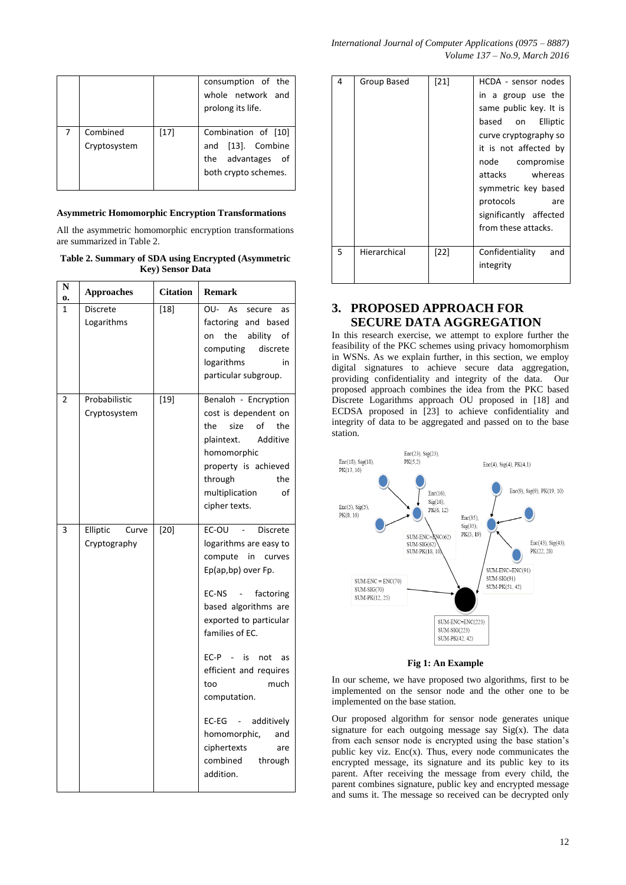| | | | |
|---|---|---|---|
| | | | consumption of the whole network and prolong its life. |
| 7 | Combined Cryptosystem | [17] | Combination of [10] and [13]. Combine the advantages of both crypto schemes. |

**Asymmetric Homomorphic Encryption Transformations**

All the asymmetric homomorphic encryption transformations are summarized in Table 2.

**Table 2. Summary of SDA using Encrypted (Asymmetric Key) Sensor Data**

| No. | Approaches | Citation | Remark |
|---|---|---|---|
| 1 | Discrete Logarithms | [18] | OU- As secure as factoring and based on the ability of computing discrete logarithms in particular subgroup. |
| 2 | Probabilistic Cryptosystem | [19] | Benaloh - Encryption cost is dependent on the size of the plaintext. Additive homomorphic property is achieved through the multiplication of cipher texts. |
| 3 | Elliptic Curve Cryptography | [20] | EC-OU - Discrete logarithms are easy to compute in curves Ep(ap,bp) over Fp. <br><br> EC-NS - factoring based algorithms are exported to particular families of EC. <br><br> EC-P - is not as efficient and requires too much computation. <br><br> EC-EG - additively homomorphic, and ciphertexts are combined through addition. |
| 4 | Group Based | [21] | HCDA - sensor nodes in a group use the same public key. It is based on Elliptic curve cryptography so it is not affected by node compromise attacks whereas symmetric key based protocols are significantly affected from these attacks. |
| 5 | Hierarchical | [22] | Confidentiality and integrity |

## 3. PROPOSED APPROACH FOR SECURE DATA AGGREGATION

In this research exercise, we attempt to explore further the feasibility of the PKC schemes using privacy homomorphism in WSNs. As we explain further, in this section, we employ digital signatures to achieve secure data aggregation, providing confidentiality and integrity of the data. Our proposed approach combines the idea from the PKC based Discrete Logarithms approach OU proposed in [18] and ECDSA proposed in [23] to achieve confidentiality and integrity of data to be aggregated and passed on to the base station.

**Fig 1: An Example**

In our scheme, we have proposed two algorithms, first to be implemented on the sensor node and the other one to be implemented on the base station.

Our proposed algorithm for sensor node generates unique signature for each outgoing message say Sig(x). The data from each sensor node is encrypted using the base station's public key viz. Enc(x). Thus, every node communicates the encrypted message, its signature and its public key to its parent. After receiving the message from every child, the parent combines signature, public key and encrypted message and sums it. The message so received can be decrypted only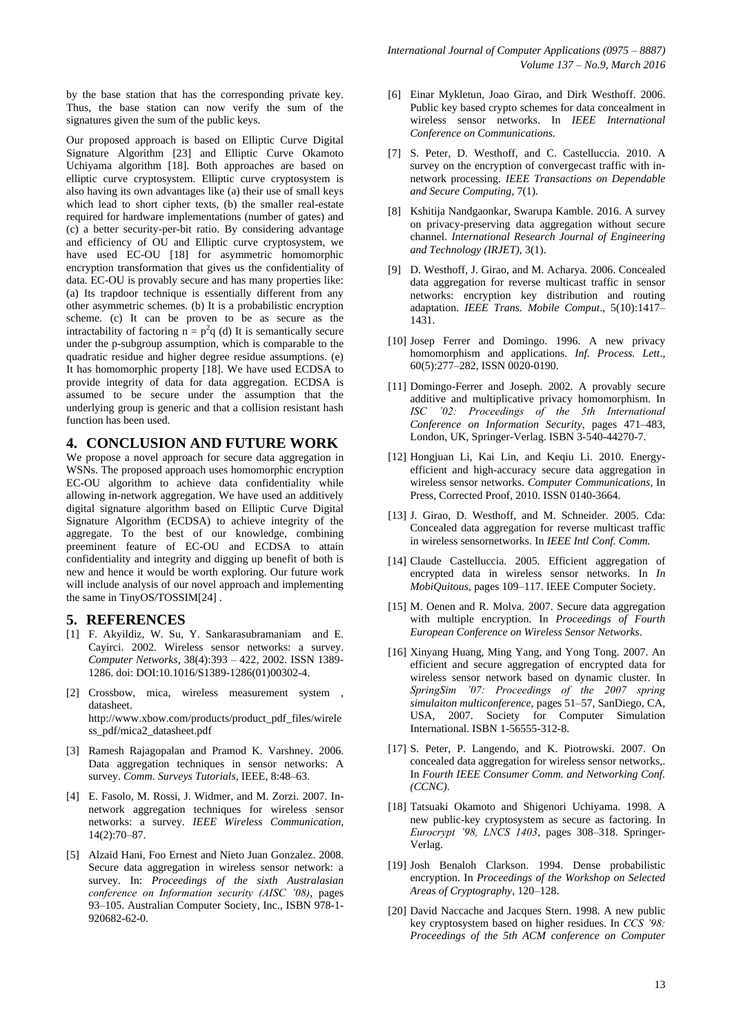by the base station that has the corresponding private key. Thus, the base station can now verify the sum of the signatures given the sum of the public keys.

Our proposed approach is based on Elliptic Curve Digital Signature Algorithm [23] and Elliptic Curve Okamoto Uchiyama algorithm [18]. Both approaches are based on elliptic curve cryptosystem. Elliptic curve cryptosystem is also having its own advantages like (a) their use of small keys which lead to short cipher texts, (b) the smaller real-estate required for hardware implementations (number of gates) and (c) a better security-per-bit ratio. By considering advantage and efficiency of OU and Elliptic curve cryptosystem, we have used EC-OU [18] for asymmetric homomorphic encryption transformation that gives us the confidentiality of data. EC-OU is provably secure and has many properties like: (a) Its trapdoor technique is essentially different from any other asymmetric schemes. (b) It is a probabilistic encryption scheme. (c) It can be proven to be as secure as the intractability of factoring $n = p^2q$ (d) It is semantically secure under the p-subgroup assumption, which is comparable to the quadratic residue and higher degree residue assumptions. (e) It has homomorphic property [18]. We have used ECDSA to provide integrity of data for data aggregation. ECDSA is assumed to be secure under the assumption that the underlying group is generic and that a collision resistant hash function has been used.

## 4. CONCLUSION AND FUTURE WORK

We propose a novel approach for secure data aggregation in WSNs. The proposed approach uses homomorphic encryption EC-OU algorithm to achieve data confidentiality while allowing in-network aggregation. We have used an additively digital signature algorithm based on Elliptic Curve Digital Signature Algorithm (ECDSA) to achieve integrity of the aggregate. To the best of our knowledge, combining preeminent feature of EC-OU and ECDSA to attain confidentiality and integrity and digging up benefit of both is new and hence it would be worth exploring. Our future work will include analysis of our novel approach and implementing the same in TinyOS/TOSSIM[24] .

## 5. REFERENCES

[1] F. Akyildiz, W. Su, Y. Sankarasubramaniam and E. Cayirci. 2002. Wireless sensor networks: a survey. *Computer Networks*, 38(4):393 – 422, 2002. ISSN 1389-1286. doi: DOI:10.1016/S1389-1286(01)00302-4.

[2] Crossbow, mica, wireless measurement system , datasheet. http://www.xbow.com/products/product_pdf_files/wireless_pdf/mica2_datasheet.pdf

[3] Ramesh Rajagopalan and Pramod K. Varshney. 2006. Data aggregation techniques in sensor networks: A survey. *Comm. Surveys Tutorials*, IEEE, 8:48–63.

[4] E. Fasolo, M. Rossi, J. Widmer, M. Zorzi. 2007. In-network aggregation techniques for wireless sensor networks: a survey. *IEEE Wireless Communication*, 14(2):70–87.

[5] Alzaid Hani, Foo Ernest and Nieto Juan Gonzalez. 2008. Secure data aggregation in wireless sensor network: a survey. In: *Proceedings of the sixth Australasian conference on Information security (AISC '08)*, pages 93–105. Australian Computer Society, Inc., ISBN 978-1-920682-62-0.

[6] Einar Mykletun, Joao Girao, and Dirk Westhoff. 2006. Public key based crypto schemes for data concealment in wireless sensor networks. In *IEEE International Conference on Communications.*

[7] S. Peter, D. Westhoff, and C. Castelluccia. 2010. A survey on the encryption of convergecast traffic with in-network processing. *IEEE Transactions on Dependable and Secure Computing*, 7(1).

[8] Kshitija Nandgaonkar, Swarupa Kamble. 2016. A survey on privacy-preserving data aggregation without secure channel. *International Research Journal of Engineering and Technology (IRJET)*, 3(1).

[9] D. Westhoff, J. Girao, and M. Acharya. 2006. Concealed data aggregation for reverse multicast traffic in sensor networks: encryption key distribution and routing adaptation. *IEEE Trans. Mobile Comput*., 5(10):1417–1431.

[10] Josep Ferrer and Domingo. 1996. A new privacy homomorphism and applications. *Inf. Process. Lett*., 60(5):277–282, ISSN 0020-0190.

[11] Domingo-Ferrer and Joseph. 2002. A provably secure additive and multiplicative privacy homomorphism. In *ISC '02: Proceedings of the 5th International Conference on Information Security*, pages 471–483, London, UK, Springer-Verlag. ISBN 3-540-44270-7.

[12] Hongjuan Li, Kai Lin, and Keqiu Li. 2010. Energy-efficient and high-accuracy secure data aggregation in wireless sensor networks. *Computer Communications*, In Press, Corrected Proof, 2010. ISSN 0140-3664.

[13] J. Girao, D. Westhoff, and M. Schneider. 2005. Cda: Concealed data aggregation for reverse multicast traffic in wireless sensornetworks. In *IEEE Intl Conf. Comm.*

[14] Claude Castelluccia. 2005. Efficient aggregation of encrypted data in wireless sensor networks. In *In MobiQuitous*, pages 109–117. IEEE Computer Society.

[15] M. Oenen and R. Molva. 2007. Secure data aggregation with multiple encryption. In *Proceedings of Fourth European Conference on Wireless Sensor Networks*.

[16] Xinyang Huang, Ming Yang, and Yong Tong. 2007. An efficient and secure aggregation of encrypted data for wireless sensor network based on dynamic cluster. In *SpringSim '07: Proceedings of the 2007 spring simulaiton multiconference*, pages 51–57, SanDiego, CA, USA, 2007. Society for Computer Simulation International. ISBN 1-56555-312-8.

[17] S. Peter, P. Langendo, and K. Piotrowski. 2007. On concealed data aggregation for wireless sensor networks,. In *Fourth IEEE Consumer Comm. and Networking Conf. (CCNC)*.

[18] Tatsuaki Okamoto and Shigenori Uchiyama. 1998. A new public-key cryptosystem as secure as factoring. In *Eurocrypt '98, LNCS 1403*, pages 308–318. Springer-Verlag.

[19] Josh Benaloh Clarkson. 1994. Dense probabilistic encryption. In *Proceedings of the Workshop on Selected Areas of Cryptography*, 120–128.

[20] David Naccache and Jacques Stern. 1998. A new public key cryptosystem based on higher residues. In *CCS '98: Proceedings of the 5th ACM conference on Computer*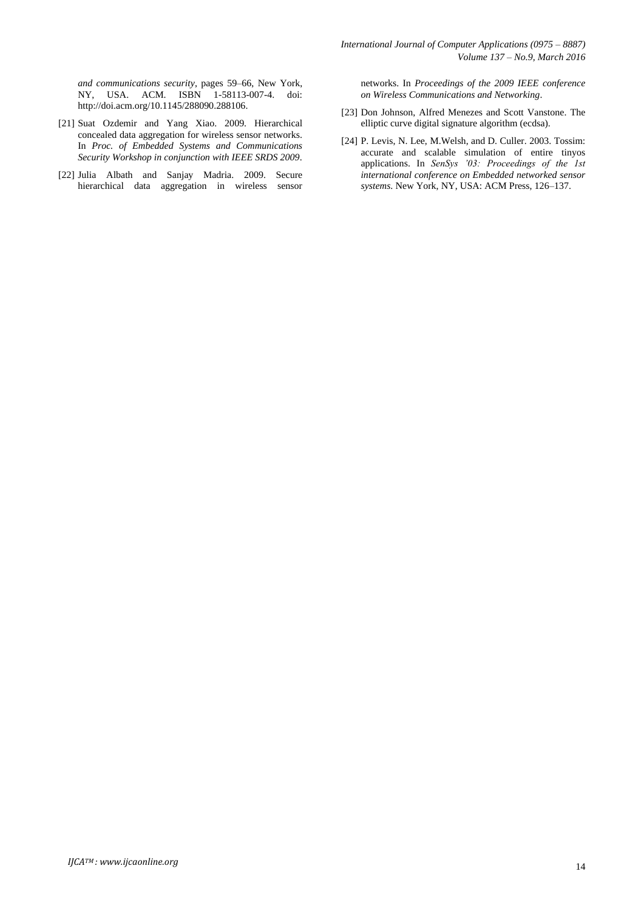*and communications security*, pages 59–66, New York, NY, USA. ACM. ISBN 1-58113-007-4. doi: http://doi.acm.org/10.1145/288090.288106.

[21] Suat Ozdemir and Yang Xiao. 2009. Hierarchical concealed data aggregation for wireless sensor networks. In *Proc. of Embedded Systems and Communications Security Workshop in conjunction with IEEE SRDS 2009*.

[22] Julia Albath and Sanjay Madria. 2009. Secure hierarchical data aggregation in wireless sensor networks. In *Proceedings of the 2009 IEEE conference on Wireless Communications and Networking*.

[23] Don Johnson, Alfred Menezes and Scott Vanstone. The elliptic curve digital signature algorithm (ecdsa).

[24] P. Levis, N. Lee, M.Welsh, and D. Culler. 2003. Tossim: accurate and scalable simulation of entire tinyos applications. In *SenSys '03: Proceedings of the 1st international conference on Embedded networked sensor systems*. New York, NY, USA: ACM Press, 126–137.